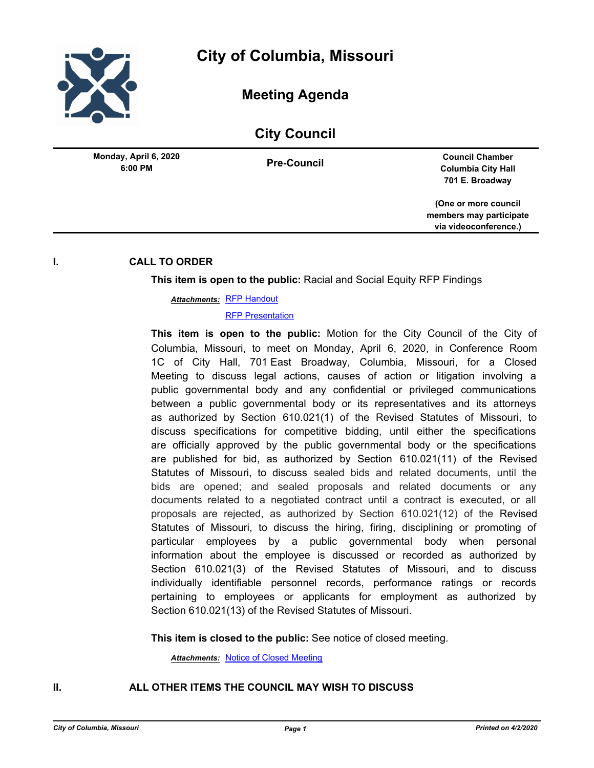# City of Columbia, Missouri

## Meeting Agenda

## City Council

**Monday, April 6, 2020**
**6:00 PM**

**Pre-Council**

**Council Chamber**
**Columbia City Hall**
**701 E. Broadway**

**(One or more council members may participate via videoconference.)**

---

### I. CALL TO ORDER

**This item is open to the public:** Racial and Social Equity RFP Findings

***Attachments:*** RFP Handout
RFP Presentation

**This item is open to the public:** Motion for the City Council of the City of Columbia, Missouri, to meet on Monday, April 6, 2020, in Conference Room 1C of City Hall, 701 East Broadway, Columbia, Missouri, for a Closed Meeting to discuss legal actions, causes of action or litigation involving a public governmental body and any confidential or privileged communications between a public governmental body or its representatives and its attorneys as authorized by Section 610.021(1) of the Revised Statutes of Missouri, to discuss specifications for competitive bidding, until either the specifications are officially approved by the public governmental body or the specifications are published for bid, as authorized by Section 610.021(11) of the Revised Statutes of Missouri, to discuss sealed bids and related documents, until the bids are opened; and sealed proposals and related documents or any documents related to a negotiated contract until a contract is executed, or all proposals are rejected, as authorized by Section 610.021(12) of the Revised Statutes of Missouri, to discuss the hiring, firing, disciplining or promoting of particular employees by a public governmental body when personal information about the employee is discussed or recorded as authorized by Section 610.021(3) of the Revised Statutes of Missouri, and to discuss individually identifiable personnel records, performance ratings or records pertaining to employees or applicants for employment as authorized by Section 610.021(13) of the Revised Statutes of Missouri.

**This item is closed to the public:** See notice of closed meeting.

***Attachments:*** Notice of Closed Meeting

### II. ALL OTHER ITEMS THE COUNCIL MAY WISH TO DISCUSS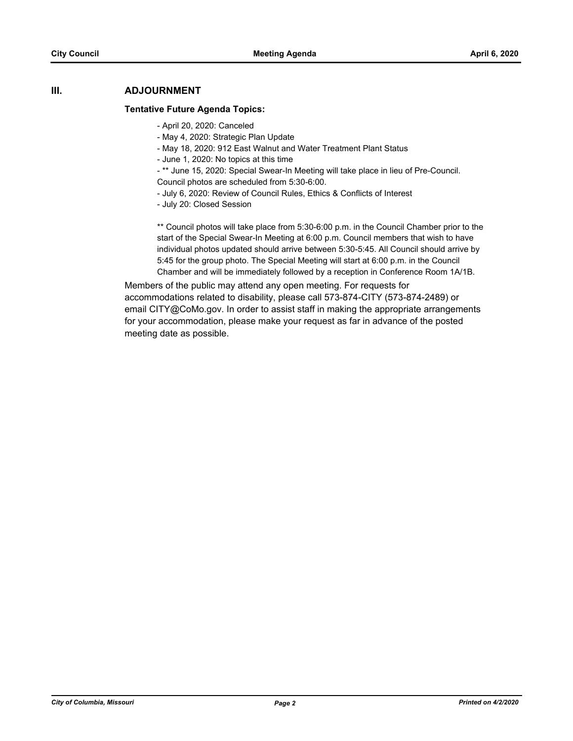## III. ADJOURNMENT

**Tentative Future Agenda Topics:**

- April 20, 2020: Canceled
- May 4, 2020: Strategic Plan Update
- May 18, 2020: 912 East Walnut and Water Treatment Plant Status
- June 1, 2020: No topics at this time
- ** June 15, 2020: Special Swear-In Meeting will take place in lieu of Pre-Council. Council photos are scheduled from 5:30-6:00.
- July 6, 2020: Review of Council Rules, Ethics & Conflicts of Interest
- July 20: Closed Session

** Council photos will take place from 5:30-6:00 p.m. in the Council Chamber prior to the start of the Special Swear-In Meeting at 6:00 p.m. Council members that wish to have individual photos updated should arrive between 5:30-5:45. All Council should arrive by 5:45 for the group photo. The Special Meeting will start at 6:00 p.m. in the Council Chamber and will be immediately followed by a reception in Conference Room 1A/1B.

Members of the public may attend any open meeting. For requests for accommodations related to disability, please call 573-874-CITY (573-874-2489) or email CITY@CoMo.gov. In order to assist staff in making the appropriate arrangements for your accommodation, please make your request as far in advance of the posted meeting date as possible.